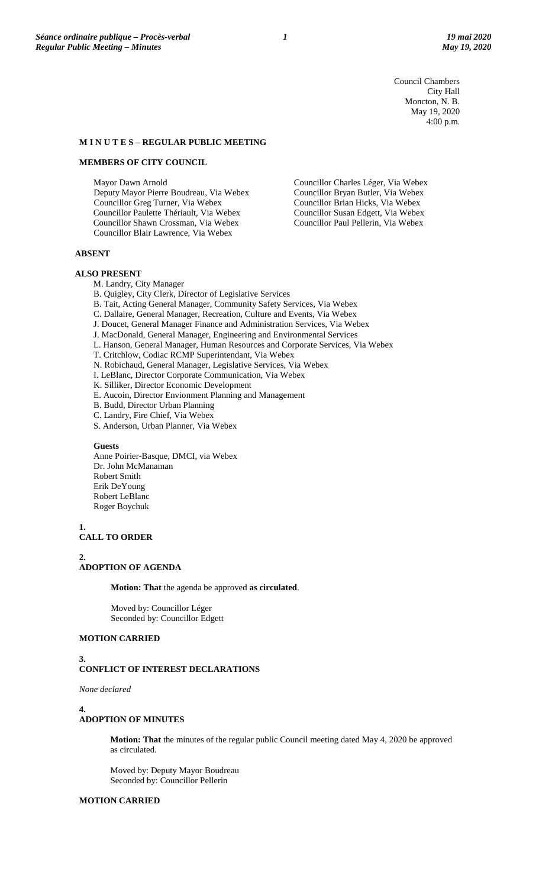Council Chambers
City Hall
Moncton, N. B.
May 19, 2020
4:00 p.m.

# M I N U T E S – REGULAR PUBLIC MEETING

## MEMBERS OF CITY COUNCIL

Mayor Dawn Arnold
Deputy Mayor Pierre Boudreau, Via Webex
Councillor Greg Turner, Via Webex
Councillor Paulette Thériault, Via Webex
Councillor Shawn Crossman, Via Webex
Councillor Blair Lawrence, Via Webex
Councillor Charles Léger, Via Webex
Councillor Bryan Butler, Via Webex
Councillor Brian Hicks, Via Webex
Councillor Susan Edgett, Via Webex
Councillor Paul Pellerin, Via Webex

## ABSENT

## ALSO PRESENT

M. Landry, City Manager
B. Quigley, City Clerk, Director of Legislative Services
B. Tait, Acting General Manager, Community Safety Services, Via Webex
C. Dallaire, General Manager, Recreation, Culture and Events, Via Webex
J. Doucet, General Manager Finance and Administration Services, Via Webex
J. MacDonald, General Manager, Engineering and Environmental Services
L. Hanson, General Manager, Human Resources and Corporate Services, Via Webex
T. Critchlow, Codiac RCMP Superintendant, Via Webex
N. Robichaud, General Manager, Legislative Services, Via Webex
I. LeBlanc, Director Corporate Communication, Via Webex
K. Silliker, Director Economic Development
E. Aucoin, Director Envionment Planning and Management
B. Budd, Director Urban Planning
C. Landry, Fire Chief, Via Webex
S. Anderson, Urban Planner, Via Webex

**Guests**

Anne Poirier-Basque, DMCI, via Webex
Dr. John McManaman
Robert Smith
Erik DeYoung
Robert LeBlanc
Roger Boychuk

## 1. CALL TO ORDER

## 2. ADOPTION OF AGENDA

**Motion: That** the agenda be approved **as circulated**.

Moved by: Councillor Léger
Seconded by: Councillor Edgett

**MOTION CARRIED**

## 3. CONFLICT OF INTEREST DECLARATIONS

*None declared*

## 4. ADOPTION OF MINUTES

**Motion: That** the minutes of the regular public Council meeting dated May 4, 2020 be approved as circulated.

Moved by: Deputy Mayor Boudreau
Seconded by: Councillor Pellerin

**MOTION CARRIED**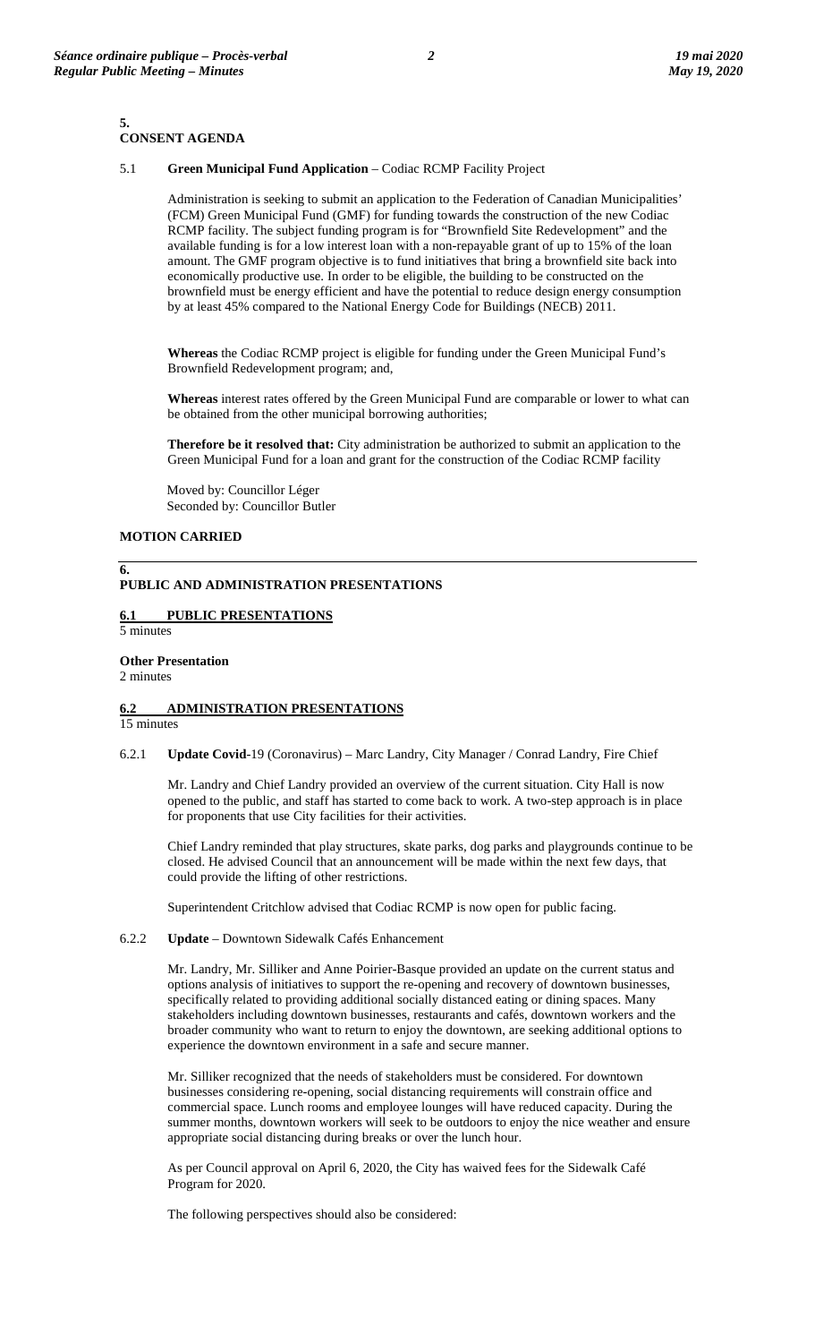## 5. CONSENT AGENDA

5.1 **Green Municipal Fund Application** – Codiac RCMP Facility Project

Administration is seeking to submit an application to the Federation of Canadian Municipalities' (FCM) Green Municipal Fund (GMF) for funding towards the construction of the new Codiac RCMP facility. The subject funding program is for "Brownfield Site Redevelopment" and the available funding is for a low interest loan with a non-repayable grant of up to 15% of the loan amount. The GMF program objective is to fund initiatives that bring a brownfield site back into economically productive use. In order to be eligible, the building to be constructed on the brownfield must be energy efficient and have the potential to reduce design energy consumption by at least 45% compared to the National Energy Code for Buildings (NECB) 2011.

**Whereas** the Codiac RCMP project is eligible for funding under the Green Municipal Fund's Brownfield Redevelopment program; and,

**Whereas** interest rates offered by the Green Municipal Fund are comparable or lower to what can be obtained from the other municipal borrowing authorities;

**Therefore be it resolved that:** City administration be authorized to submit an application to the Green Municipal Fund for a loan and grant for the construction of the Codiac RCMP facility

Moved by: Councillor Léger
Seconded by: Councillor Butler

**MOTION CARRIED**

## 6. PUBLIC AND ADMINISTRATION PRESENTATIONS

### 6.1 PUBLIC PRESENTATIONS

5 minutes

**Other Presentation**
2 minutes

### 6.2 ADMINISTRATION PRESENTATIONS

15 minutes

6.2.1 **Update Covid**-19 (Coronavirus) – Marc Landry, City Manager / Conrad Landry, Fire Chief

Mr. Landry and Chief Landry provided an overview of the current situation. City Hall is now opened to the public, and staff has started to come back to work. A two-step approach is in place for proponents that use City facilities for their activities.

Chief Landry reminded that play structures, skate parks, dog parks and playgrounds continue to be closed. He advised Council that an announcement will be made within the next few days, that could provide the lifting of other restrictions.

Superintendent Critchlow advised that Codiac RCMP is now open for public facing.

6.2.2 **Update** – Downtown Sidewalk Cafés Enhancement

Mr. Landry, Mr. Silliker and Anne Poirier-Basque provided an update on the current status and options analysis of initiatives to support the re-opening and recovery of downtown businesses, specifically related to providing additional socially distanced eating or dining spaces. Many stakeholders including downtown businesses, restaurants and cafés, downtown workers and the broader community who want to return to enjoy the downtown, are seeking additional options to experience the downtown environment in a safe and secure manner.

Mr. Silliker recognized that the needs of stakeholders must be considered. For downtown businesses considering re-opening, social distancing requirements will constrain office and commercial space. Lunch rooms and employee lounges will have reduced capacity. During the summer months, downtown workers will seek to be outdoors to enjoy the nice weather and ensure appropriate social distancing during breaks or over the lunch hour.

As per Council approval on April 6, 2020, the City has waived fees for the Sidewalk Café Program for 2020.

The following perspectives should also be considered: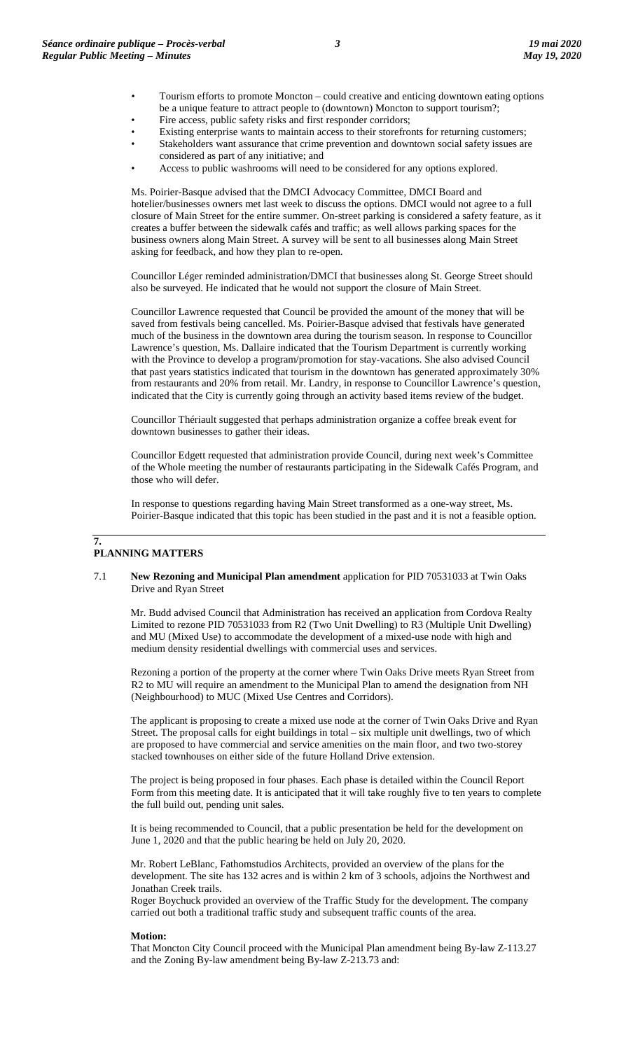- Tourism efforts to promote Moncton – could creative and enticing downtown eating options be a unique feature to attract people to (downtown) Moncton to support tourism?;
- Fire access, public safety risks and first responder corridors;
- Existing enterprise wants to maintain access to their storefronts for returning customers;
- Stakeholders want assurance that crime prevention and downtown social safety issues are considered as part of any initiative; and
- Access to public washrooms will need to be considered for any options explored.

Ms. Poirier-Basque advised that the DMCI Advocacy Committee, DMCI Board and hotelier/businesses owners met last week to discuss the options. DMCI would not agree to a full closure of Main Street for the entire summer. On-street parking is considered a safety feature, as it creates a buffer between the sidewalk cafés and traffic; as well allows parking spaces for the business owners along Main Street. A survey will be sent to all businesses along Main Street asking for feedback, and how they plan to re-open.

Councillor Léger reminded administration/DMCI that businesses along St. George Street should also be surveyed. He indicated that he would not support the closure of Main Street.

Councillor Lawrence requested that Council be provided the amount of the money that will be saved from festivals being cancelled. Ms. Poirier-Basque advised that festivals have generated much of the business in the downtown area during the tourism season. In response to Councillor Lawrence's question, Ms. Dallaire indicated that the Tourism Department is currently working with the Province to develop a program/promotion for stay-vacations. She also advised Council that past years statistics indicated that tourism in the downtown has generated approximately 30% from restaurants and 20% from retail. Mr. Landry, in response to Councillor Lawrence's question, indicated that the City is currently going through an activity based items review of the budget.

Councillor Thériault suggested that perhaps administration organize a coffee break event for downtown businesses to gather their ideas.

Councillor Edgett requested that administration provide Council, during next week's Committee of the Whole meeting the number of restaurants participating in the Sidewalk Cafés Program, and those who will defer.

In response to questions regarding having Main Street transformed as a one-way street, Ms. Poirier-Basque indicated that this topic has been studied in the past and it is not a feasible option.

## 7. PLANNING MATTERS

7.1 **New Rezoning and Municipal Plan amendment** application for PID 70531033 at Twin Oaks Drive and Ryan Street

Mr. Budd advised Council that Administration has received an application from Cordova Realty Limited to rezone PID 70531033 from R2 (Two Unit Dwelling) to R3 (Multiple Unit Dwelling) and MU (Mixed Use) to accommodate the development of a mixed-use node with high and medium density residential dwellings with commercial uses and services.

Rezoning a portion of the property at the corner where Twin Oaks Drive meets Ryan Street from R2 to MU will require an amendment to the Municipal Plan to amend the designation from NH (Neighbourhood) to MUC (Mixed Use Centres and Corridors).

The applicant is proposing to create a mixed use node at the corner of Twin Oaks Drive and Ryan Street. The proposal calls for eight buildings in total – six multiple unit dwellings, two of which are proposed to have commercial and service amenities on the main floor, and two two-storey stacked townhouses on either side of the future Holland Drive extension.

The project is being proposed in four phases. Each phase is detailed within the Council Report Form from this meeting date. It is anticipated that it will take roughly five to ten years to complete the full build out, pending unit sales.

It is being recommended to Council, that a public presentation be held for the development on June 1, 2020 and that the public hearing be held on July 20, 2020.

Mr. Robert LeBlanc, Fathomstudios Architects, provided an overview of the plans for the development. The site has 132 acres and is within 2 km of 3 schools, adjoins the Northwest and Jonathan Creek trails.

Roger Boychuck provided an overview of the Traffic Study for the development. The company carried out both a traditional traffic study and subsequent traffic counts of the area.

**Motion:**

That Moncton City Council proceed with the Municipal Plan amendment being By-law Z-113.27 and the Zoning By-law amendment being By-law Z-213.73 and: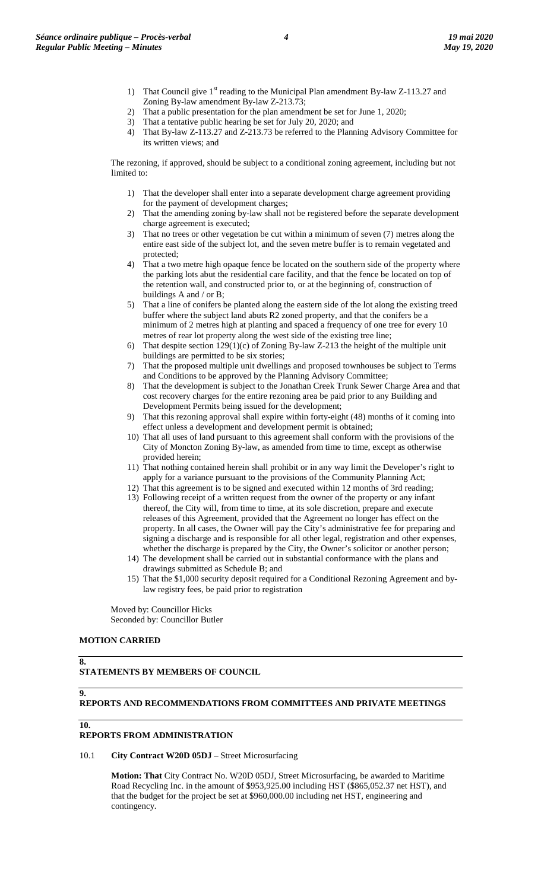1) That Council give 1st reading to the Municipal Plan amendment By-law Z-113.27 and Zoning By-law amendment By-law Z-213.73;
2) That a public presentation for the plan amendment be set for June 1, 2020;
3) That a tentative public hearing be set for July 20, 2020; and
4) That By-law Z-113.27 and Z-213.73 be referred to the Planning Advisory Committee for its written views; and

The rezoning, if approved, should be subject to a conditional zoning agreement, including but not limited to:

1) That the developer shall enter into a separate development charge agreement providing for the payment of development charges;
2) That the amending zoning by-law shall not be registered before the separate development charge agreement is executed;
3) That no trees or other vegetation be cut within a minimum of seven (7) metres along the entire east side of the subject lot, and the seven metre buffer is to remain vegetated and protected;
4) That a two metre high opaque fence be located on the southern side of the property where the parking lots abut the residential care facility, and that the fence be located on top of the retention wall, and constructed prior to, or at the beginning of, construction of buildings A and / or B;
5) That a line of conifers be planted along the eastern side of the lot along the existing treed buffer where the subject land abuts R2 zoned property, and that the conifers be a minimum of 2 metres high at planting and spaced a frequency of one tree for every 10 metres of rear lot property along the west side of the existing tree line;
6) That despite section 129(1)(c) of Zoning By-law Z-213 the height of the multiple unit buildings are permitted to be six stories;
7) That the proposed multiple unit dwellings and proposed townhouses be subject to Terms and Conditions to be approved by the Planning Advisory Committee;
8) That the development is subject to the Jonathan Creek Trunk Sewer Charge Area and that cost recovery charges for the entire rezoning area be paid prior to any Building and Development Permits being issued for the development;
9) That this rezoning approval shall expire within forty-eight (48) months of it coming into effect unless a development and development permit is obtained;
10) That all uses of land pursuant to this agreement shall conform with the provisions of the City of Moncton Zoning By-law, as amended from time to time, except as otherwise provided herein;
11) That nothing contained herein shall prohibit or in any way limit the Developer's right to apply for a variance pursuant to the provisions of the Community Planning Act;
12) That this agreement is to be signed and executed within 12 months of 3rd reading;
13) Following receipt of a written request from the owner of the property or any infant thereof, the City will, from time to time, at its sole discretion, prepare and execute releases of this Agreement, provided that the Agreement no longer has effect on the property. In all cases, the Owner will pay the City's administrative fee for preparing and signing a discharge and is responsible for all other legal, registration and other expenses, whether the discharge is prepared by the City, the Owner's solicitor or another person;
14) The development shall be carried out in substantial conformance with the plans and drawings submitted as Schedule B; and
15) That the $1,000 security deposit required for a Conditional Rezoning Agreement and by-law registry fees, be paid prior to registration

Moved by: Councillor Hicks
Seconded by: Councillor Butler

**MOTION CARRIED**

## 8. STATEMENTS BY MEMBERS OF COUNCIL

## 9. REPORTS AND RECOMMENDATIONS FROM COMMITTEES AND PRIVATE MEETINGS

## 10. REPORTS FROM ADMINISTRATION

10.1 **City Contract W20D 05DJ** – Street Microsurfacing

**Motion: That** City Contract No. W20D 05DJ, Street Microsurfacing, be awarded to Maritime Road Recycling Inc. in the amount of $953,925.00 including HST ($865,052.37 net HST), and that the budget for the project be set at $960,000.00 including net HST, engineering and contingency.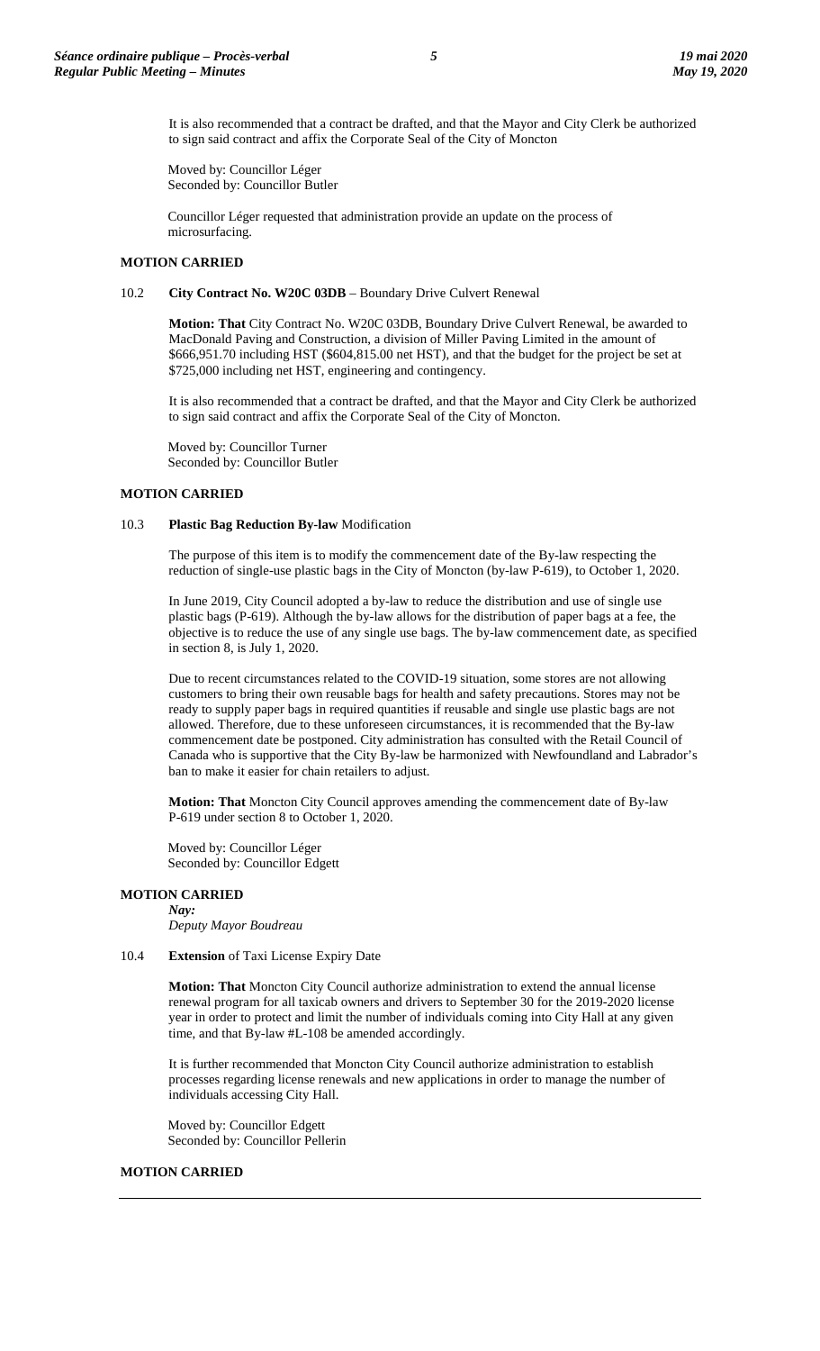It is also recommended that a contract be drafted, and that the Mayor and City Clerk be authorized to sign said contract and affix the Corporate Seal of the City of Moncton

Moved by: Councillor Léger
Seconded by: Councillor Butler

Councillor Léger requested that administration provide an update on the process of microsurfacing.

**MOTION CARRIED**

10.2 **City Contract No. W20C 03DB** – Boundary Drive Culvert Renewal

**Motion: That** City Contract No. W20C 03DB, Boundary Drive Culvert Renewal, be awarded to MacDonald Paving and Construction, a division of Miller Paving Limited in the amount of $666,951.70 including HST ($604,815.00 net HST), and that the budget for the project be set at $725,000 including net HST, engineering and contingency.

It is also recommended that a contract be drafted, and that the Mayor and City Clerk be authorized to sign said contract and affix the Corporate Seal of the City of Moncton.

Moved by: Councillor Turner
Seconded by: Councillor Butler

**MOTION CARRIED**

10.3 **Plastic Bag Reduction By-law** Modification

The purpose of this item is to modify the commencement date of the By-law respecting the reduction of single-use plastic bags in the City of Moncton (by-law P-619), to October 1, 2020.

In June 2019, City Council adopted a by-law to reduce the distribution and use of single use plastic bags (P-619). Although the by-law allows for the distribution of paper bags at a fee, the objective is to reduce the use of any single use bags. The by-law commencement date, as specified in section 8, is July 1, 2020.

Due to recent circumstances related to the COVID-19 situation, some stores are not allowing customers to bring their own reusable bags for health and safety precautions. Stores may not be ready to supply paper bags in required quantities if reusable and single use plastic bags are not allowed. Therefore, due to these unforeseen circumstances, it is recommended that the By-law commencement date be postponed. City administration has consulted with the Retail Council of Canada who is supportive that the City By-law be harmonized with Newfoundland and Labrador's ban to make it easier for chain retailers to adjust.

**Motion: That** Moncton City Council approves amending the commencement date of By-law P-619 under section 8 to October 1, 2020.

Moved by: Councillor Léger
Seconded by: Councillor Edgett

**MOTION CARRIED**

***Nay:***
*Deputy Mayor Boudreau*

10.4 **Extension** of Taxi License Expiry Date

**Motion: That** Moncton City Council authorize administration to extend the annual license renewal program for all taxicab owners and drivers to September 30 for the 2019-2020 license year in order to protect and limit the number of individuals coming into City Hall at any given time, and that By-law #L-108 be amended accordingly.

It is further recommended that Moncton City Council authorize administration to establish processes regarding license renewals and new applications in order to manage the number of individuals accessing City Hall.

Moved by: Councillor Edgett
Seconded by: Councillor Pellerin

**MOTION CARRIED**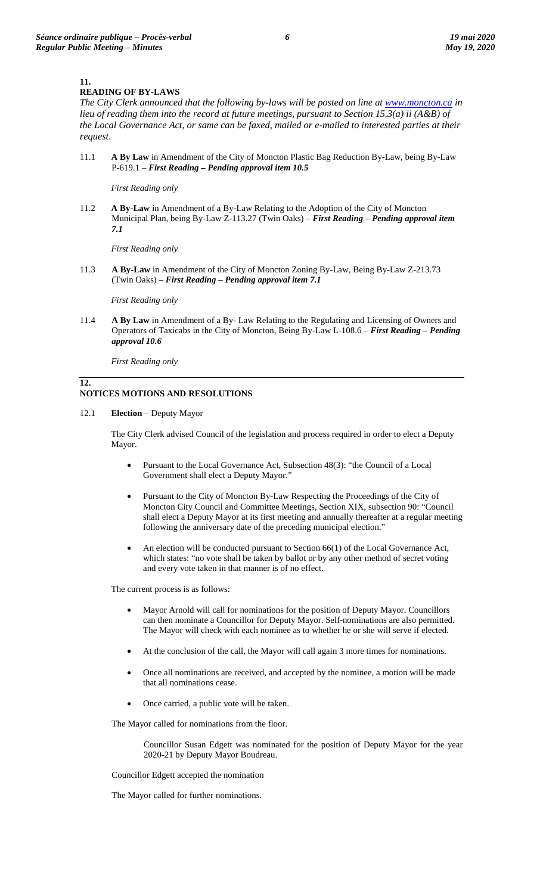## 11. READING OF BY-LAWS

*The City Clerk announced that the following by-laws will be posted on line at [www.moncton.ca](http://www.moncton.ca) in lieu of reading them into the record at future meetings, pursuant to Section 15.3(a) ii (A&B) of the Local Governance Act, or same can be faxed, mailed or e-mailed to interested parties at their request*.

11.1 **A By Law** in Amendment of the City of Moncton Plastic Bag Reduction By-Law, being By-Law P-619.1 – ***First Reading – Pending approval item 10.5***

*First Reading only*

11.2 **A By-Law** in Amendment of a By-Law Relating to the Adoption of the City of Moncton Municipal Plan, being By-Law Z-113.27 (Twin Oaks) – ***First Reading – Pending approval item 7.1***

*First Reading only*

11.3 **A By-Law** in Amendment of the City of Moncton Zoning By-Law, Being By-Law Z-213.73 (Twin Oaks) – ***First Reading – Pending approval item 7.1***

*First Reading only*

11.4 **A By Law** in Amendment of a By- Law Relating to the Regulating and Licensing of Owners and Operators of Taxicabs in the City of Moncton, Being By-Law L-108.6 – ***First Reading – Pending approval 10.6***

*First Reading only*

## 12. NOTICES MOTIONS AND RESOLUTIONS

12.1 **Election** – Deputy Mayor

The City Clerk advised Council of the legislation and process required in order to elect a Deputy Mayor.

- Pursuant to the Local Governance Act, Subsection 48(3): "the Council of a Local Government shall elect a Deputy Mayor."
- Pursuant to the City of Moncton By-Law Respecting the Proceedings of the City of Moncton City Council and Committee Meetings, Section XIX, subsection 90: "Council shall elect a Deputy Mayor at its first meeting and annually thereafter at a regular meeting following the anniversary date of the preceding municipal election."
- An election will be conducted pursuant to Section 66(1) of the Local Governance Act, which states: "no vote shall be taken by ballot or by any other method of secret voting and every vote taken in that manner is of no effect.

The current process is as follows:

- Mayor Arnold will call for nominations for the position of Deputy Mayor. Councillors can then nominate a Councillor for Deputy Mayor. Self-nominations are also permitted. The Mayor will check with each nominee as to whether he or she will serve if elected.
- At the conclusion of the call, the Mayor will call again 3 more times for nominations.
- Once all nominations are received, and accepted by the nominee, a motion will be made that all nominations cease.
- Once carried, a public vote will be taken.

The Mayor called for nominations from the floor.

Councillor Susan Edgett was nominated for the position of Deputy Mayor for the year 2020-21 by Deputy Mayor Boudreau.

Councillor Edgett accepted the nomination

The Mayor called for further nominations.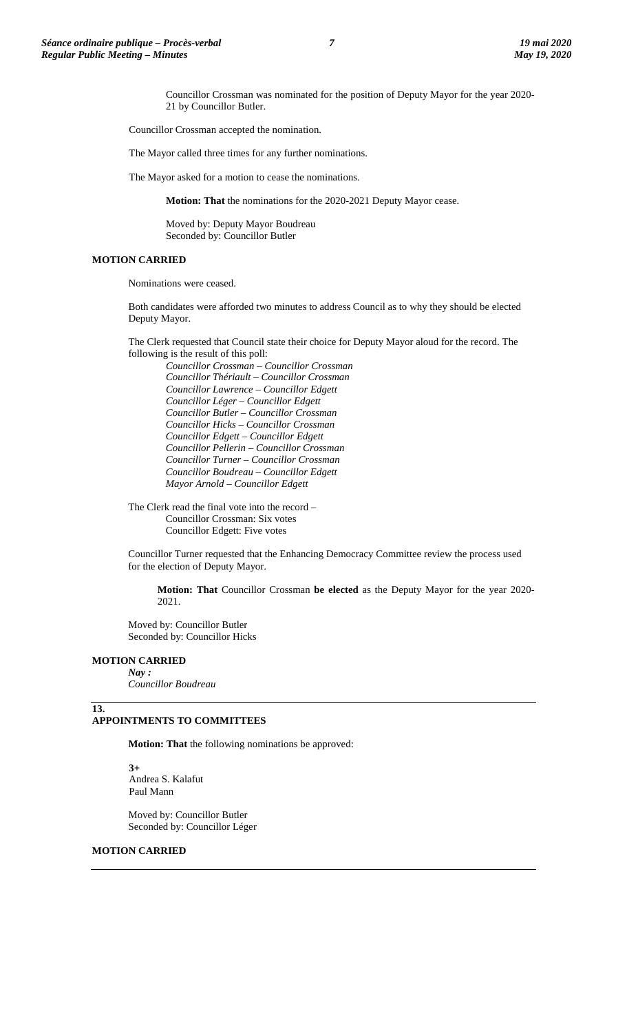Councillor Crossman was nominated for the position of Deputy Mayor for the year 2020-21 by Councillor Butler.

Councillor Crossman accepted the nomination.

The Mayor called three times for any further nominations.

The Mayor asked for a motion to cease the nominations.

**Motion: That** the nominations for the 2020-2021 Deputy Mayor cease.

Moved by: Deputy Mayor Boudreau
Seconded by: Councillor Butler

**MOTION CARRIED**

Nominations were ceased.

Both candidates were afforded two minutes to address Council as to why they should be elected Deputy Mayor.

The Clerk requested that Council state their choice for Deputy Mayor aloud for the record. The following is the result of this poll:

*Councillor Crossman – Councillor Crossman*
*Councillor Thériault – Councillor Crossman*
*Councillor Lawrence – Councillor Edgett*
*Councillor Léger – Councillor Edgett*
*Councillor Butler – Councillor Crossman*
*Councillor Hicks – Councillor Crossman*
*Councillor Edgett – Councillor Edgett*
*Councillor Pellerin – Councillor Crossman*
*Councillor Turner – Councillor Crossman*
*Councillor Boudreau – Councillor Edgett*
*Mayor Arnold – Councillor Edgett*

The Clerk read the final vote into the record –
Councillor Crossman: Six votes
Councillor Edgett: Five votes

Councillor Turner requested that the Enhancing Democracy Committee review the process used for the election of Deputy Mayor.

**Motion: That** Councillor Crossman **be elected** as the Deputy Mayor for the year 2020-2021.

Moved by: Councillor Butler
Seconded by: Councillor Hicks

**MOTION CARRIED**
***Nay :***
*Councillor Boudreau*

## 13. APPOINTMENTS TO COMMITTEES

**Motion: That** the following nominations be approved:

**3+**
Andrea S. Kalafut
Paul Mann

Moved by: Councillor Butler
Seconded by: Councillor Léger

**MOTION CARRIED**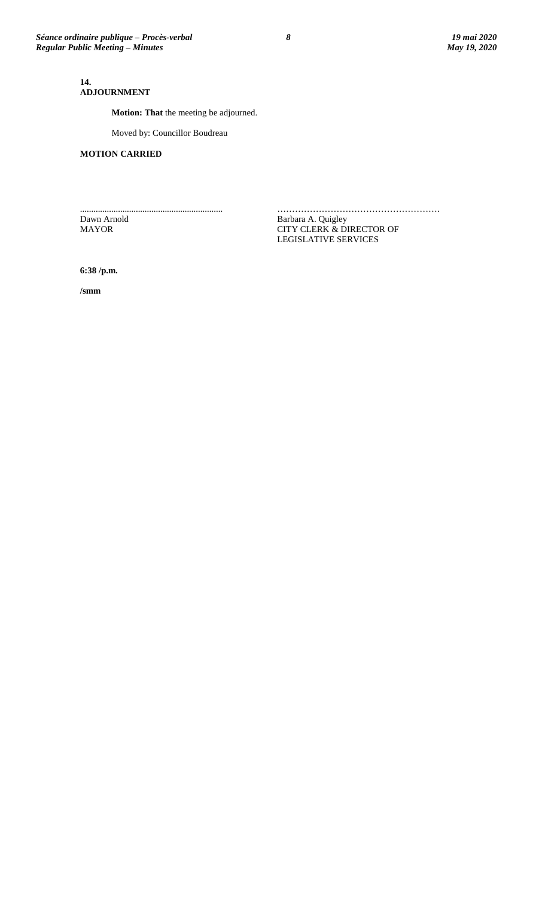**14.**
**ADJOURNMENT**

**Motion: That** the meeting be adjourned.

Moved by: Councillor Boudreau

**MOTION CARRIED**

| | |
|---|---|
| ............................................................... | ………………………………………………. |
| Dawn Arnold | Barbara A. Quigley |
| MAYOR | CITY CLERK & DIRECTOR OF LEGISLATIVE SERVICES |

**6:38 /p.m.**

**/smm**